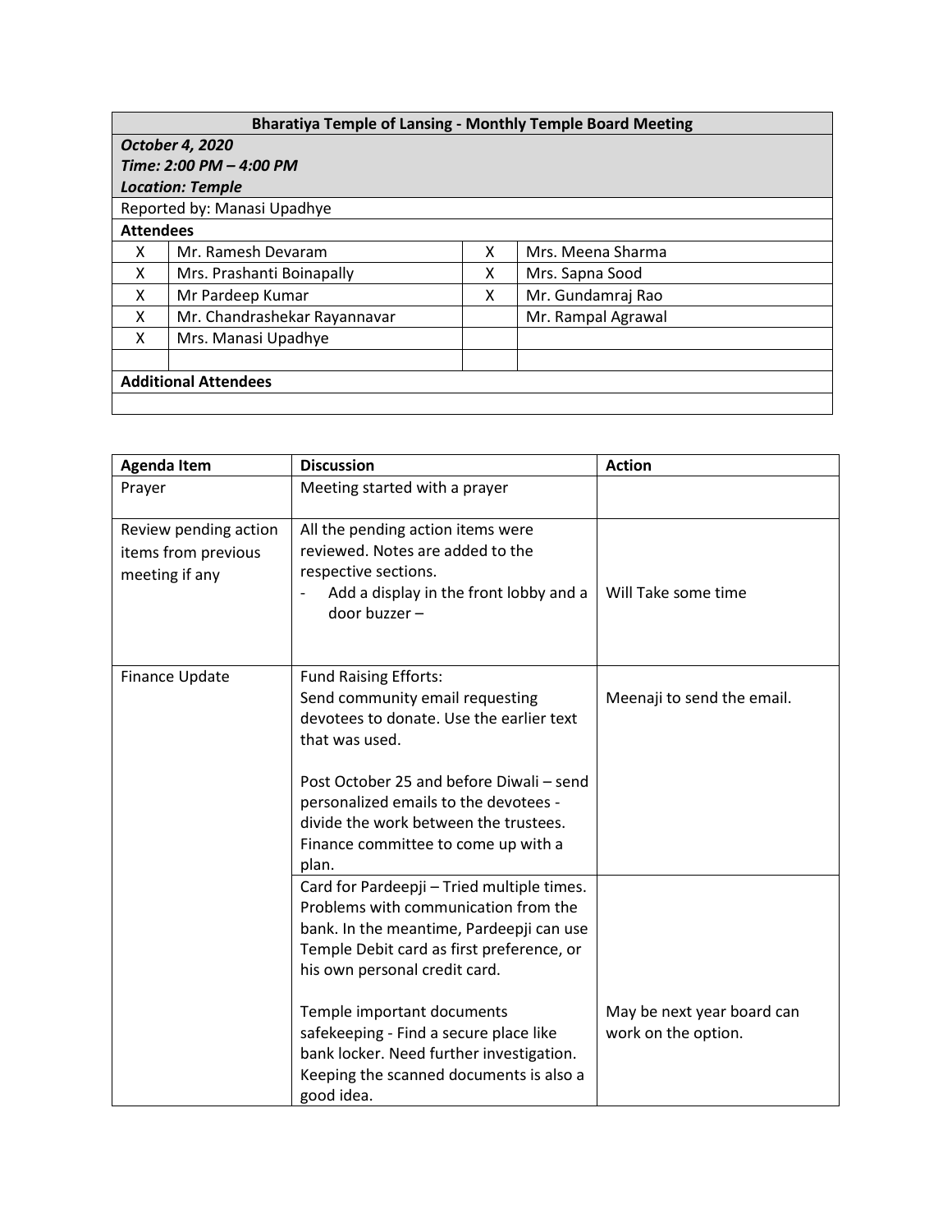| Bharatiya Temple of Lansing - Monthly Temple Board Meeting | | | |
|---|---|---|---|
| ***October 4, 2020*** <br> ***Time: 2:00 PM – 4:00 PM*** <br> ***Location: Temple*** | | | |
| Reported by: Manasi Upadhye | | | |
| **Attendees** | | | |
| X | Mr. Ramesh Devaram | X | Mrs. Meena Sharma |
| X | Mrs. Prashanti Boinapally | X | Mrs. Sapna Sood |
| X | Mr Pardeep Kumar | X | Mr. Gundamraj Rao |
| X | Mr. Chandrashekar Rayannavar | | Mr. Rampal Agrawal |
| X | Mrs. Manasi Upadhye | | |
| | | | |
| **Additional Attendees** | | | |
| | | | |

| Agenda Item | Discussion | Action |
|---|---|---|
| Prayer | Meeting started with a prayer | |
| Review pending action items from previous meeting if any | All the pending action items were reviewed. Notes are added to the respective sections. <br> - Add a display in the front lobby and a door buzzer – | Will Take some time |
| Finance Update | Fund Raising Efforts: <br> Send community email requesting devotees to donate. Use the earlier text that was used. <br><br> Post October 25 and before Diwali – send personalized emails to the devotees - divide the work between the trustees. Finance committee to come up with a plan. | Meenaji to send the email. |
| | Card for Pardeepji – Tried multiple times. Problems with communication from the bank. In the meantime, Pardeepji can use Temple Debit card as first preference, or his own personal credit card. <br><br> Temple important documents safekeeping - Find a secure place like bank locker. Need further investigation. Keeping the scanned documents is also a good idea. | May be next year board can work on the option. |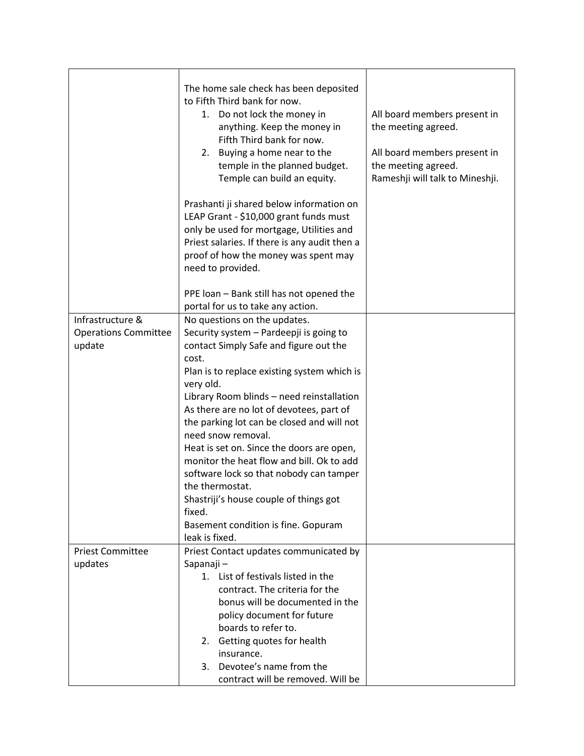| | | |
|---|---|---|
| | The home sale check has been deposited to Fifth Third bank for now.<br>1. Do not lock the money in anything. Keep the money in Fifth Third bank for now.<br>2. Buying a home near to the temple in the planned budget. Temple can build an equity.<br><br>Prashanti ji shared below information on LEAP Grant - $10,000 grant funds must only be used for mortgage, Utilities and Priest salaries. If there is any audit then a proof of how the money was spent may need to provided.<br><br>PPE loan – Bank still has not opened the portal for us to take any action. | All board members present in the meeting agreed.<br><br>All board members present in the meeting agreed.<br>Rameshji will talk to Mineshji. |
| Infrastructure & Operations Committee update | No questions on the updates.<br>Security system – Pardeepji is going to contact Simply Safe and figure out the cost.<br>Plan is to replace existing system which is very old.<br>Library Room blinds – need reinstallation<br>As there are no lot of devotees, part of the parking lot can be closed and will not need snow removal.<br>Heat is set on. Since the doors are open, monitor the heat flow and bill. Ok to add software lock so that nobody can tamper the thermostat.<br>Shastriji's house couple of things got fixed.<br>Basement condition is fine. Gopuram leak is fixed. | |
| Priest Committee updates | Priest Contact updates communicated by Sapanaji –<br>1. List of festivals listed in the contract. The criteria for the bonus will be documented in the policy document for future boards to refer to.<br>2. Getting quotes for health insurance.<br>3. Devotee's name from the contract will be removed. Will be | |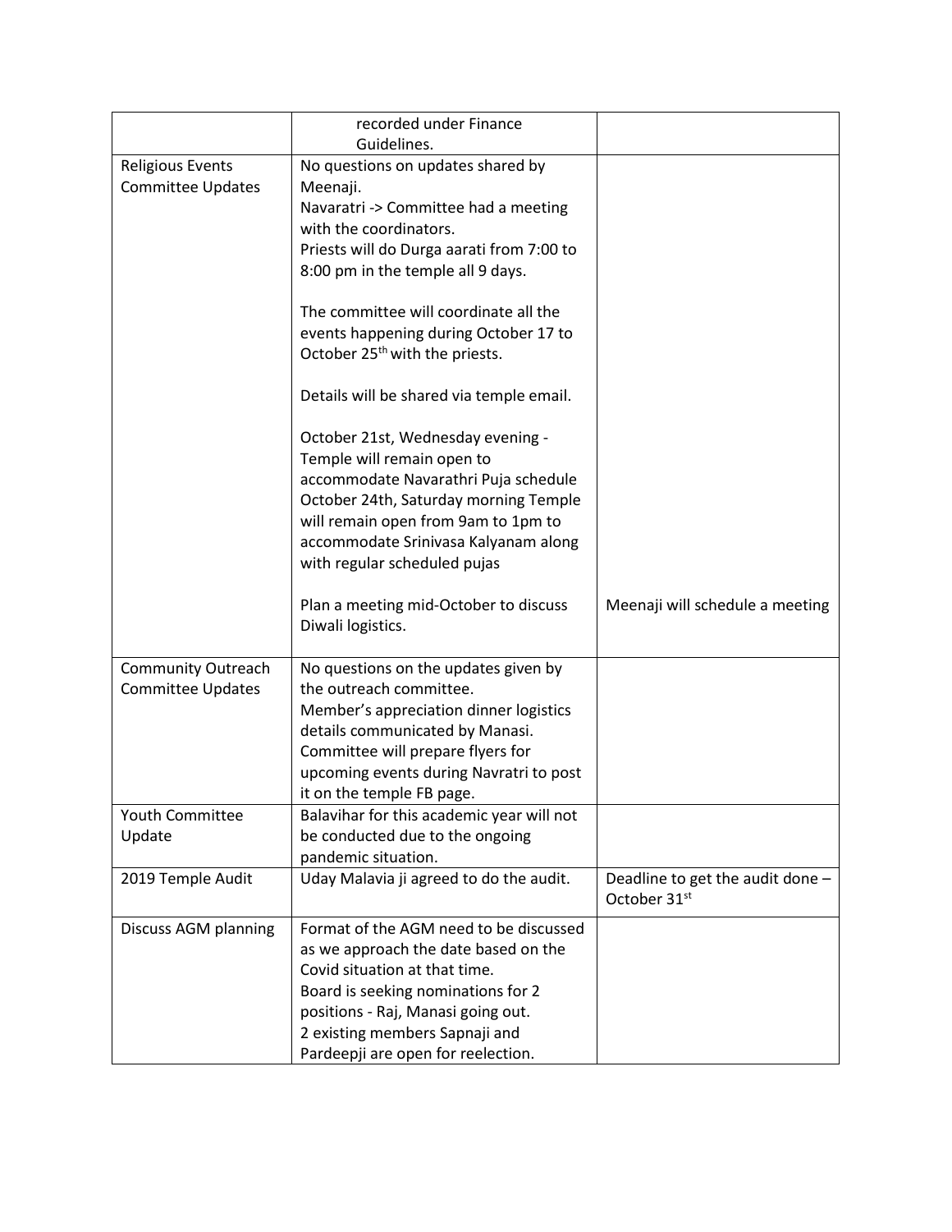| | | |
|---|---|---|
| | recorded under Finance Guidelines. | |
| Religious Events Committee Updates | No questions on updates shared by Meenaji.<br>Navaratri -> Committee had a meeting with the coordinators.<br>Priests will do Durga aarati from 7:00 to 8:00 pm in the temple all 9 days.<br><br>The committee will coordinate all the events happening during October 17 to October 25th with the priests.<br><br>Details will be shared via temple email.<br><br>October 21st, Wednesday evening - Temple will remain open to accommodate Navarathri Puja schedule<br>October 24th, Saturday morning Temple will remain open from 9am to 1pm to accommodate Srinivasa Kalyanam along with regular scheduled pujas<br><br>Plan a meeting mid-October to discuss Diwali logistics. | Meenaji will schedule a meeting |
| Community Outreach Committee Updates | No questions on the updates given by the outreach committee.<br>Member's appreciation dinner logistics details communicated by Manasi.<br>Committee will prepare flyers for upcoming events during Navratri to post it on the temple FB page. | |
| Youth Committee Update | Balavihar for this academic year will not be conducted due to the ongoing pandemic situation. | |
| 2019 Temple Audit | Uday Malavia ji agreed to do the audit. | Deadline to get the audit done – October 31st |
| Discuss AGM planning | Format of the AGM need to be discussed as we approach the date based on the Covid situation at that time.<br>Board is seeking nominations for 2 positions - Raj, Manasi going out.<br>2 existing members Sapnaji and Pardeepji are open for reelection. | |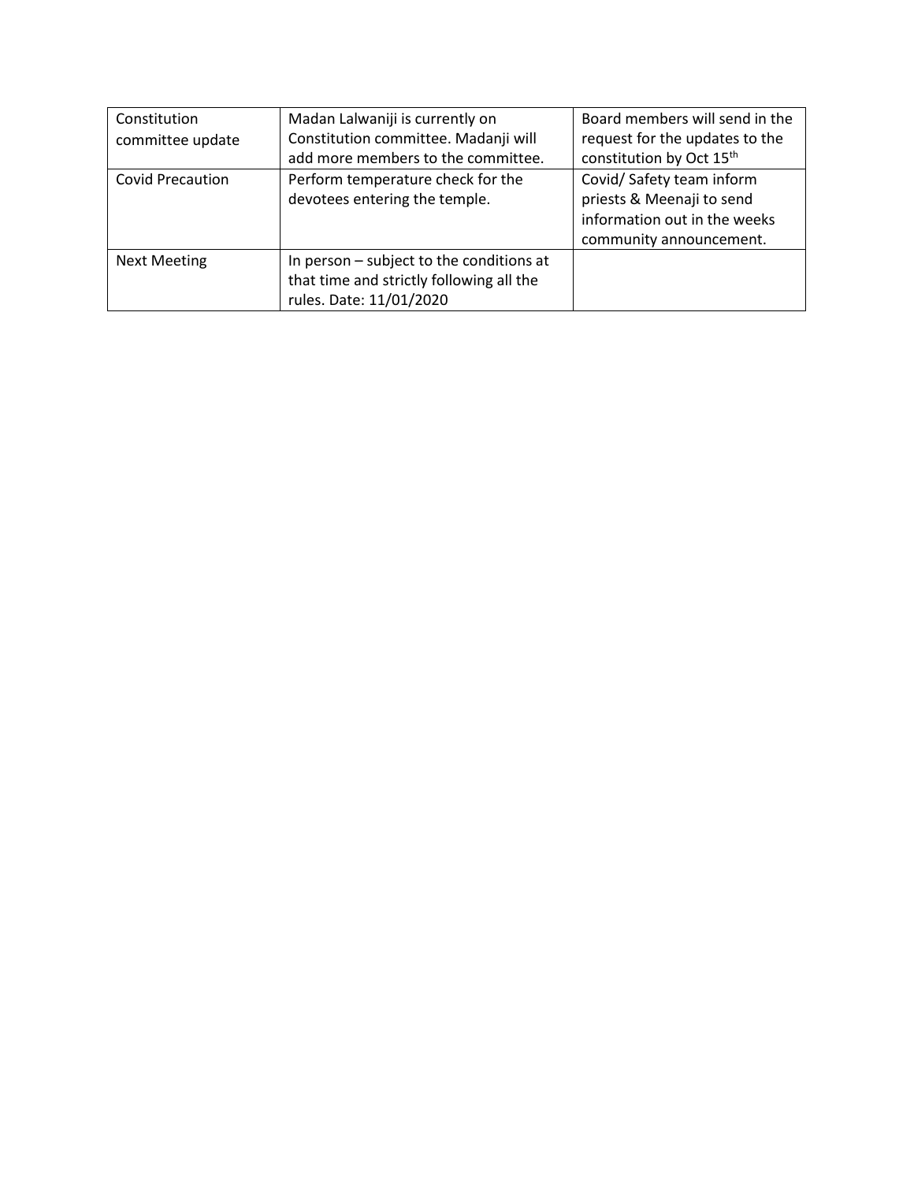| | | |
|---|---|---|
| Constitution committee update | Madan Lalwaniji is currently on Constitution committee. Madanji will add more members to the committee. | Board members will send in the request for the updates to the constitution by Oct 15th |
| Covid Precaution | Perform temperature check for the devotees entering the temple. | Covid/ Safety team inform priests & Meenaji to send information out in the weeks community announcement. |
| Next Meeting | In person – subject to the conditions at that time and strictly following all the rules. Date: 11/01/2020 | |